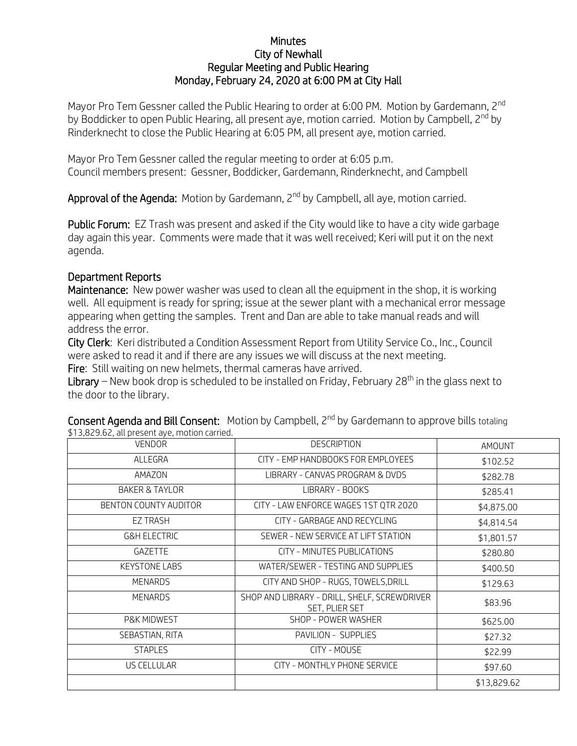# Minutes
## City of Newhall
## Regular Meeting and Public Hearing
## Monday, February 24, 2020 at 6:00 PM at City Hall

Mayor Pro Tem Gessner called the Public Hearing to order at 6:00 PM. Motion by Gardemann, 2nd by Boddicker to open Public Hearing, all present aye, motion carried. Motion by Campbell, 2nd by Rinderknecht to close the Public Hearing at 6:05 PM, all present aye, motion carried.

Mayor Pro Tem Gessner called the regular meeting to order at 6:05 p.m.
Council members present: Gessner, Boddicker, Gardemann, Rinderknecht, and Campbell

**Approval of the Agenda:** Motion by Gardemann, 2nd by Campbell, all aye, motion carried.

**Public Forum:** EZ Trash was present and asked if the City would like to have a city wide garbage day again this year. Comments were made that it was well received; Keri will put it on the next agenda.

### Department Reports

**Maintenance:** New power washer was used to clean all the equipment in the shop, it is working well. All equipment is ready for spring; issue at the sewer plant with a mechanical error message appearing when getting the samples. Trent and Dan are able to take manual reads and will address the error.

**City Clerk**: Keri distributed a Condition Assessment Report from Utility Service Co., Inc., Council were asked to read it and if there are any issues we will discuss at the next meeting.

**Fire**: Still waiting on new helmets, thermal cameras have arrived.

**Library** – New book drop is scheduled to be installed on Friday, February 28th in the glass next to the door to the library.

**Consent Agenda and Bill Consent:** Motion by Campbell, 2nd by Gardemann to approve bills totaling $13,829.62, all present aye, motion carried.

| VENDOR | DESCRIPTION | AMOUNT |
|---|---|---|
| ALLEGRA | CITY - EMP HANDBOOKS FOR EMPLOYEES | $102.52 |
| AMAZON | LIBRARY - CANVAS PROGRAM & DVDS | $282.78 |
| BAKER & TAYLOR | LIBRARY - BOOKS | $285.41 |
| BENTON COUNTY AUDITOR | CITY - LAW ENFORCE WAGES 1ST QTR 2020 | $4,875.00 |
| EZ TRASH | CITY - GARBAGE AND RECYCLING | $4,814.54 |
| G&H ELECTRIC | SEWER - NEW SERVICE AT LIFT STATION | $1,801.57 |
| GAZETTE | CITY - MINUTES PUBLICATIONS | $280.80 |
| KEYSTONE LABS | WATER/SEWER - TESTING AND SUPPLIES | $400.50 |
| MENARDS | CITY AND SHOP - RUGS, TOWELS,DRILL | $129.63 |
| MENARDS | SHOP AND LIBRARY - DRILL, SHELF, SCREWDRIVER SET, PLIER SET | $83.96 |
| P&K MIDWEST | SHOP - POWER WASHER | $625.00 |
| SEBASTIAN, RITA | PAVILION - SUPPLIES | $27.32 |
| STAPLES | CITY - MOUSE | $22.99 |
| US CELLULAR | CITY - MONTHLY PHONE SERVICE | $97.60 |
| | | $13,829.62 |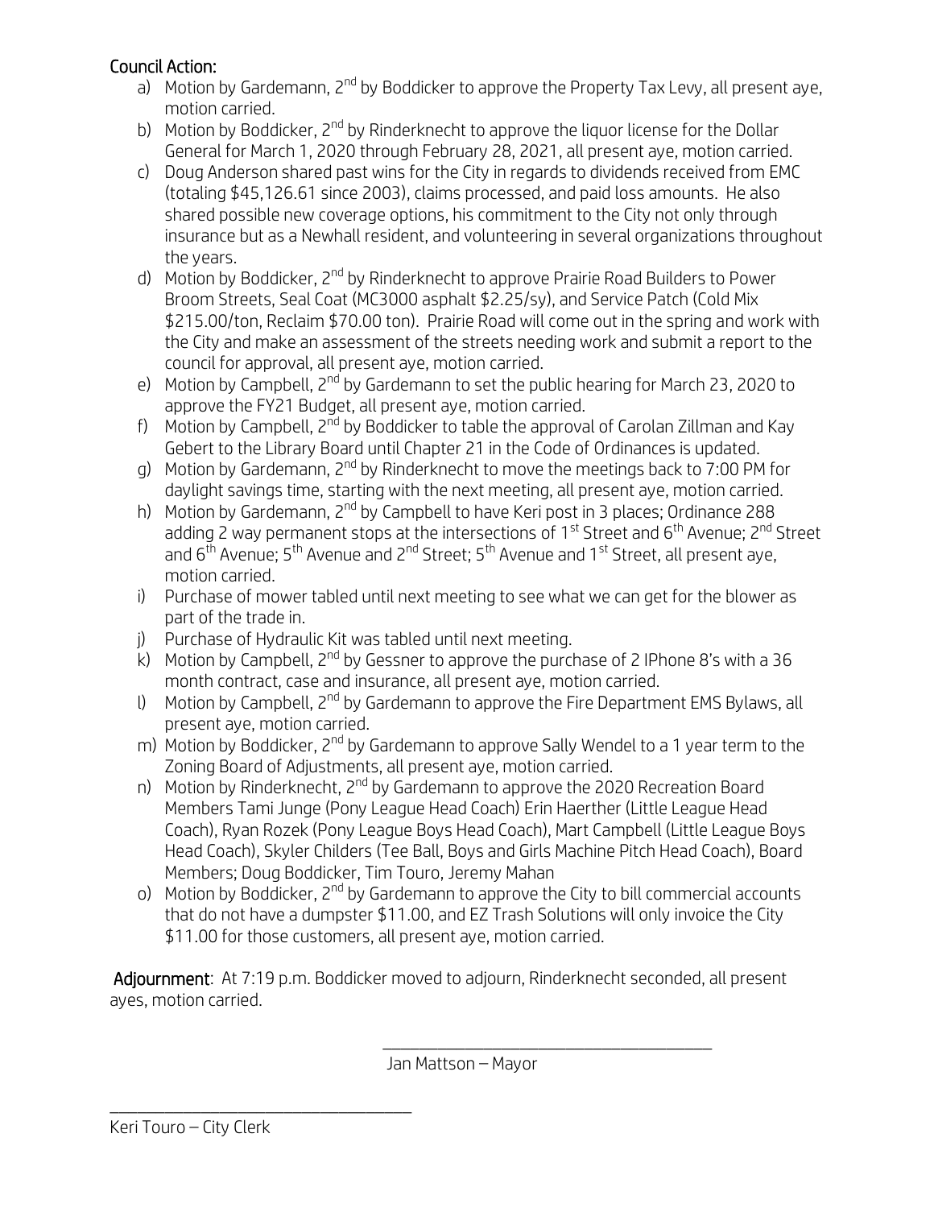**Council Action:**

a) Motion by Gardemann, 2nd by Boddicker to approve the Property Tax Levy, all present aye, motion carried.

b) Motion by Boddicker, 2nd by Rinderknecht to approve the liquor license for the Dollar General for March 1, 2020 through February 28, 2021, all present aye, motion carried.

c) Doug Anderson shared past wins for the City in regards to dividends received from EMC (totaling $45,126.61 since 2003), claims processed, and paid loss amounts. He also shared possible new coverage options, his commitment to the City not only through insurance but as a Newhall resident, and volunteering in several organizations throughout the years.

d) Motion by Boddicker, 2nd by Rinderknecht to approve Prairie Road Builders to Power Broom Streets, Seal Coat (MC3000 asphalt $2.25/sy), and Service Patch (Cold Mix $215.00/ton, Reclaim $70.00 ton). Prairie Road will come out in the spring and work with the City and make an assessment of the streets needing work and submit a report to the council for approval, all present aye, motion carried.

e) Motion by Campbell, 2nd by Gardemann to set the public hearing for March 23, 2020 to approve the FY21 Budget, all present aye, motion carried.

f) Motion by Campbell, 2nd by Boddicker to table the approval of Carolan Zillman and Kay Gebert to the Library Board until Chapter 21 in the Code of Ordinances is updated.

g) Motion by Gardemann, 2nd by Rinderknecht to move the meetings back to 7:00 PM for daylight savings time, starting with the next meeting, all present aye, motion carried.

h) Motion by Gardemann, 2nd by Campbell to have Keri post in 3 places; Ordinance 288 adding 2 way permanent stops at the intersections of 1st Street and 6th Avenue; 2nd Street and 6th Avenue; 5th Avenue and 2nd Street; 5th Avenue and 1st Street, all present aye, motion carried.

i) Purchase of mower tabled until next meeting to see what we can get for the blower as part of the trade in.

j) Purchase of Hydraulic Kit was tabled until next meeting.

k) Motion by Campbell, 2nd by Gessner to approve the purchase of 2 IPhone 8's with a 36 month contract, case and insurance, all present aye, motion carried.

l) Motion by Campbell, 2nd by Gardemann to approve the Fire Department EMS Bylaws, all present aye, motion carried.

m) Motion by Boddicker, 2nd by Gardemann to approve Sally Wendel to a 1 year term to the Zoning Board of Adjustments, all present aye, motion carried.

n) Motion by Rinderknecht, 2nd by Gardemann to approve the 2020 Recreation Board Members Tami Junge (Pony League Head Coach) Erin Haerther (Little League Head Coach), Ryan Rozek (Pony League Boys Head Coach), Mart Campbell (Little League Boys Head Coach), Skyler Childers (Tee Ball, Boys and Girls Machine Pitch Head Coach), Board Members; Doug Boddicker, Tim Touro, Jeremy Mahan

o) Motion by Boddicker, 2nd by Gardemann to approve the City to bill commercial accounts that do not have a dumpster $11.00, and EZ Trash Solutions will only invoice the City $11.00 for those customers, all present aye, motion carried.

**Adjournment**: At 7:19 p.m. Boddicker moved to adjourn, Rinderknecht seconded, all present ayes, motion carried.

\_\_\_\_\_\_\_\_\_\_\_\_\_\_\_\_\_\_\_\_\_\_\_\_\_\_\_\_\_\_\_\_\_\_\_\_\_\_\_\_

Jan Mattson – Mayor

\_\_\_\_\_\_\_\_\_\_\_\_\_\_\_\_\_\_\_\_\_\_\_\_\_\_\_\_\_\_\_\_\_\_\_\_\_\_\_\_

Keri Touro – City Clerk